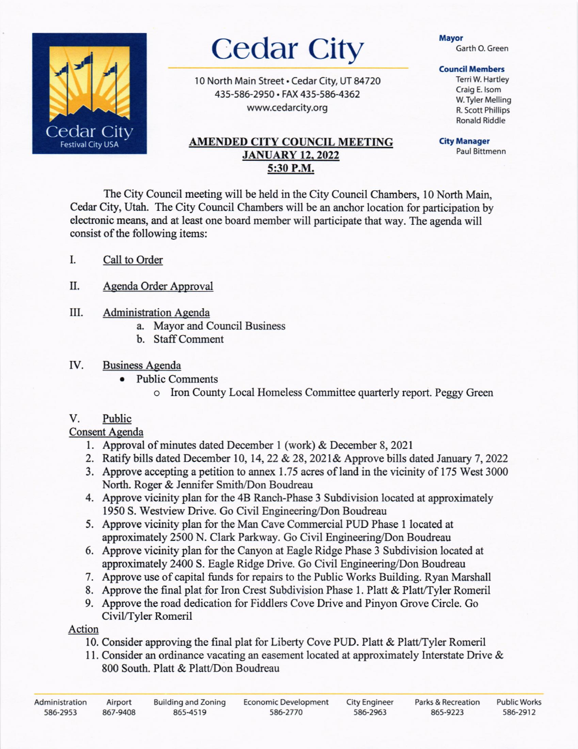# Cedar City

10 North Main Street • Cedar City, UT 84720
435-586-2950 • FAX 435-586-4362
www.cedarcity.org

**Mayor**
Garth O. Green

**Council Members**
Terri W. Hartley
Craig E. Isom
W. Tyler Melling
R. Scott Phillips
Ronald Riddle

**City Manager**
Paul Bittmenn

## AMENDED CITY COUNCIL MEETING
## JANUARY 12, 2022
## 5:30 P.M.

The City Council meeting will be held in the City Council Chambers, 10 North Main, Cedar City, Utah. The City Council Chambers will be an anchor location for participation by electronic means, and at least one board member will participate that way. The agenda will consist of the following items:

I. Call to Order

II. Agenda Order Approval

III. Administration Agenda
   a. Mayor and Council Business
   b. Staff Comment

IV. Business Agenda
   - Public Comments
     - Iron County Local Homeless Committee quarterly report. Peggy Green

V. Public

Consent Agenda

1. Approval of minutes dated December 1 (work) & December 8, 2021
2. Ratify bills dated December 10, 14, 22 & 28, 2021& Approve bills dated January 7, 2022
3. Approve accepting a petition to annex 1.75 acres of land in the vicinity of 175 West 3000 North. Roger & Jennifer Smith/Don Boudreau
4. Approve vicinity plan for the 4B Ranch-Phase 3 Subdivision located at approximately 1950 S. Westview Drive. Go Civil Engineering/Don Boudreau
5. Approve vicinity plan for the Man Cave Commercial PUD Phase 1 located at approximately 2500 N. Clark Parkway. Go Civil Engineering/Don Boudreau
6. Approve vicinity plan for the Canyon at Eagle Ridge Phase 3 Subdivision located at approximately 2400 S. Eagle Ridge Drive. Go Civil Engineering/Don Boudreau
7. Approve use of capital funds for repairs to the Public Works Building. Ryan Marshall
8. Approve the final plat for Iron Crest Subdivision Phase 1. Platt & Platt/Tyler Romeril
9. Approve the road dedication for Fiddlers Cove Drive and Pinyon Grove Circle. Go Civil/Tyler Romeril

Action

10. Consider approving the final plat for Liberty Cove PUD. Platt & Platt/Tyler Romeril
11. Consider an ordinance vacating an easement located at approximately Interstate Drive & 800 South. Platt & Platt/Don Boudreau

| Administration | Airport | Building and Zoning | Economic Development | City Engineer | Parks & Recreation | Public Works |
|---|---|---|---|---|---|---|
| 586-2953 | 867-9408 | 865-4519 | 586-2770 | 586-2963 | 865-9223 | 586-2912 |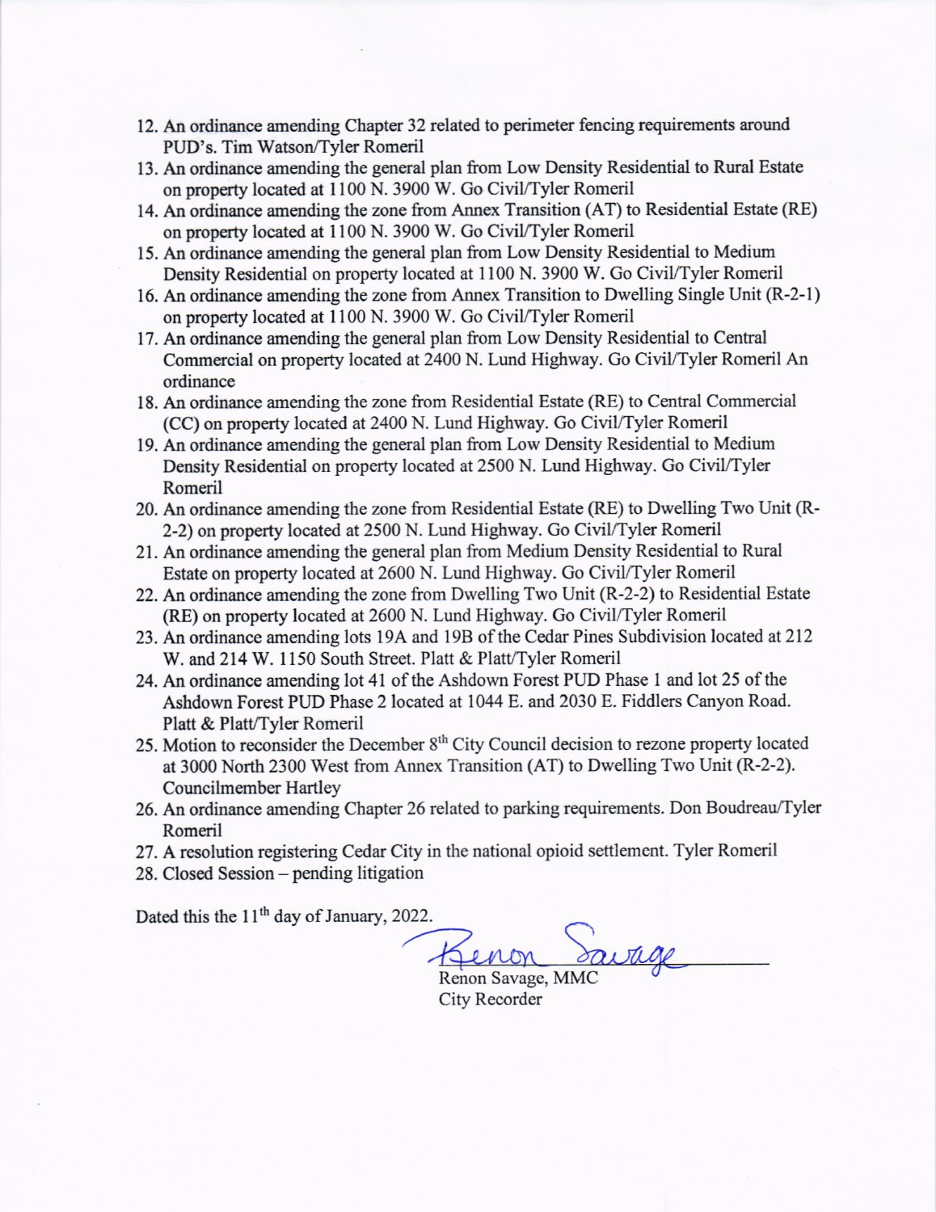12. An ordinance amending Chapter 32 related to perimeter fencing requirements around PUD's. Tim Watson/Tyler Romeril
13. An ordinance amending the general plan from Low Density Residential to Rural Estate on property located at 1100 N. 3900 W. Go Civil/Tyler Romeril
14. An ordinance amending the zone from Annex Transition (AT) to Residential Estate (RE) on property located at 1100 N. 3900 W. Go Civil/Tyler Romeril
15. An ordinance amending the general plan from Low Density Residential to Medium Density Residential on property located at 1100 N. 3900 W. Go Civil/Tyler Romeril
16. An ordinance amending the zone from Annex Transition to Dwelling Single Unit (R-2-1) on property located at 1100 N. 3900 W. Go Civil/Tyler Romeril
17. An ordinance amending the general plan from Low Density Residential to Central Commercial on property located at 2400 N. Lund Highway. Go Civil/Tyler Romeril An ordinance
18. An ordinance amending the zone from Residential Estate (RE) to Central Commercial (CC) on property located at 2400 N. Lund Highway. Go Civil/Tyler Romeril
19. An ordinance amending the general plan from Low Density Residential to Medium Density Residential on property located at 2500 N. Lund Highway. Go Civil/Tyler Romeril
20. An ordinance amending the zone from Residential Estate (RE) to Dwelling Two Unit (R-2-2) on property located at 2500 N. Lund Highway. Go Civil/Tyler Romeril
21. An ordinance amending the general plan from Medium Density Residential to Rural Estate on property located at 2600 N. Lund Highway. Go Civil/Tyler Romeril
22. An ordinance amending the zone from Dwelling Two Unit (R-2-2) to Residential Estate (RE) on property located at 2600 N. Lund Highway. Go Civil/Tyler Romeril
23. An ordinance amending lots 19A and 19B of the Cedar Pines Subdivision located at 212 W. and 214 W. 1150 South Street. Platt & Platt/Tyler Romeril
24. An ordinance amending lot 41 of the Ashdown Forest PUD Phase 1 and lot 25 of the Ashdown Forest PUD Phase 2 located at 1044 E. and 2030 E. Fiddlers Canyon Road. Platt & Platt/Tyler Romeril
25. Motion to reconsider the December 8th City Council decision to rezone property located at 3000 North 2300 West from Annex Transition (AT) to Dwelling Two Unit (R-2-2). Councilmember Hartley
26. An ordinance amending Chapter 26 related to parking requirements. Don Boudreau/Tyler Romeril
27. A resolution registering Cedar City in the national opioid settlement. Tyler Romeril
28. Closed Session – pending litigation

Dated this the 11th day of January, 2022.

Renon Savage, MMC
City Recorder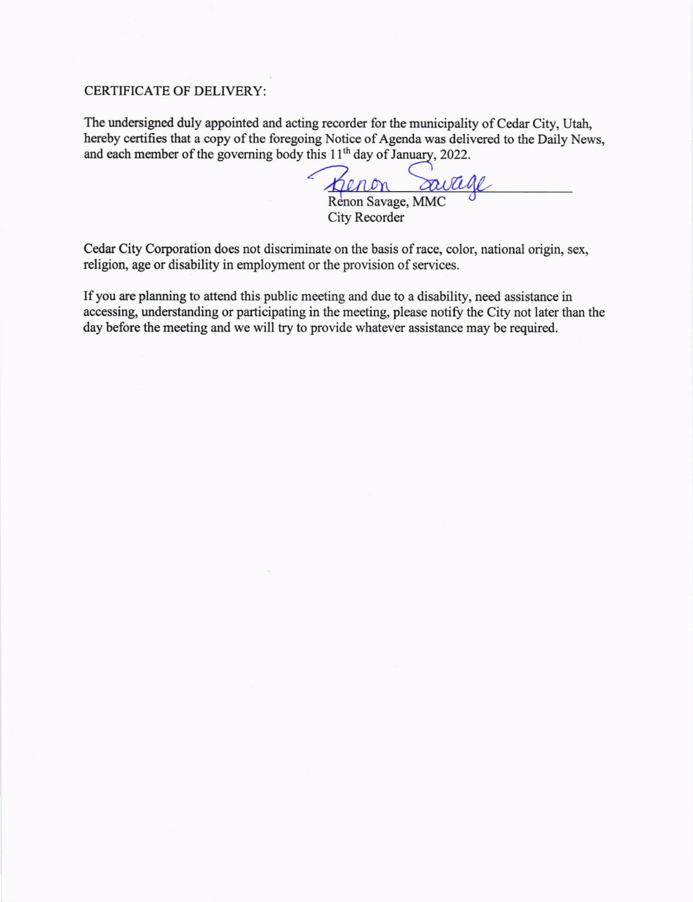CERTIFICATE OF DELIVERY:

The undersigned duly appointed and acting recorder for the municipality of Cedar City, Utah, hereby certifies that a copy of the foregoing Notice of Agenda was delivered to the Daily News, and each member of the governing body this 11th day of January, 2022.

Renon Savage

Renon Savage, MMC
City Recorder

Cedar City Corporation does not discriminate on the basis of race, color, national origin, sex, religion, age or disability in employment or the provision of services.

If you are planning to attend this public meeting and due to a disability, need assistance in accessing, understanding or participating in the meeting, please notify the City not later than the day before the meeting and we will try to provide whatever assistance may be required.